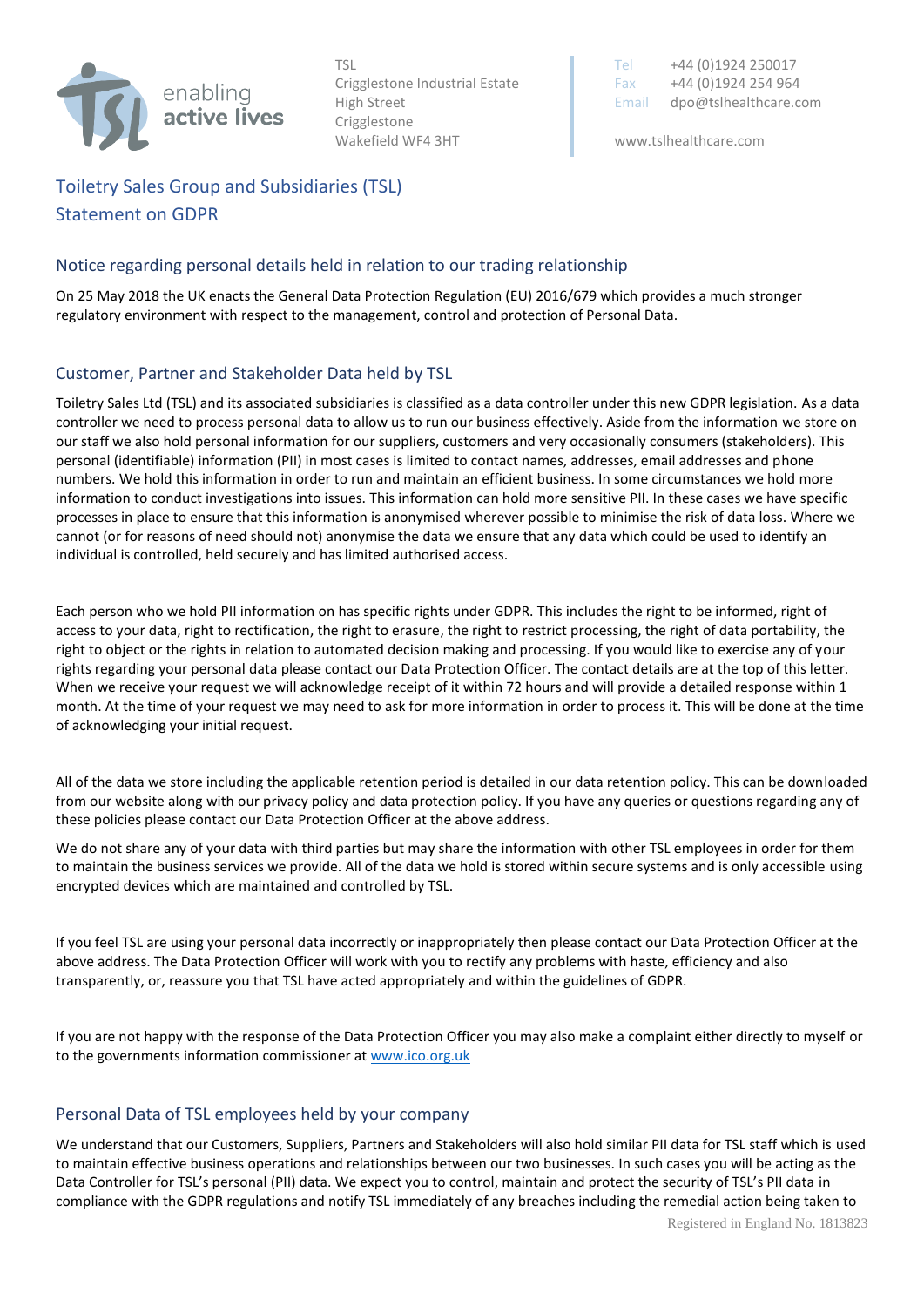TSL
Crigglestone Industrial Estate
High Street
Crigglestone
Wakefield WF4 3HT

Tel +44 (0)1924 250017
Fax +44 (0)1924 254 964
Email dpo@tslhealthcare.com

www.tslhealthcare.com

# Toiletry Sales Group and Subsidiaries (TSL)
# Statement on GDPR

## Notice regarding personal details held in relation to our trading relationship

On 25 May 2018 the UK enacts the General Data Protection Regulation (EU) 2016/679 which provides a much stronger regulatory environment with respect to the management, control and protection of Personal Data.

## Customer, Partner and Stakeholder Data held by TSL

Toiletry Sales Ltd (TSL) and its associated subsidiaries is classified as a data controller under this new GDPR legislation. As a data controller we need to process personal data to allow us to run our business effectively. Aside from the information we store on our staff we also hold personal information for our suppliers, customers and very occasionally consumers (stakeholders). This personal (identifiable) information (PII) in most cases is limited to contact names, addresses, email addresses and phone numbers. We hold this information in order to run and maintain an efficient business. In some circumstances we hold more information to conduct investigations into issues. This information can hold more sensitive PII. In these cases we have specific processes in place to ensure that this information is anonymised wherever possible to minimise the risk of data loss. Where we cannot (or for reasons of need should not) anonymise the data we ensure that any data which could be used to identify an individual is controlled, held securely and has limited authorised access.

Each person who we hold PII information on has specific rights under GDPR. This includes the right to be informed, right of access to your data, right to rectification, the right to erasure, the right to restrict processing, the right of data portability, the right to object or the rights in relation to automated decision making and processing. If you would like to exercise any of your rights regarding your personal data please contact our Data Protection Officer. The contact details are at the top of this letter. When we receive your request we will acknowledge receipt of it within 72 hours and will provide a detailed response within 1 month. At the time of your request we may need to ask for more information in order to process it. This will be done at the time of acknowledging your initial request.

All of the data we store including the applicable retention period is detailed in our data retention policy. This can be downloaded from our website along with our privacy policy and data protection policy. If you have any queries or questions regarding any of these policies please contact our Data Protection Officer at the above address.

We do not share any of your data with third parties but may share the information with other TSL employees in order for them to maintain the business services we provide. All of the data we hold is stored within secure systems and is only accessible using encrypted devices which are maintained and controlled by TSL.

If you feel TSL are using your personal data incorrectly or inappropriately then please contact our Data Protection Officer at the above address. The Data Protection Officer will work with you to rectify any problems with haste, efficiency and also transparently, or, reassure you that TSL have acted appropriately and within the guidelines of GDPR.

If you are not happy with the response of the Data Protection Officer you may also make a complaint either directly to myself or to the governments information commissioner at [www.ico.org.uk](http://www.ico.org.uk)

## Personal Data of TSL employees held by your company

We understand that our Customers, Suppliers, Partners and Stakeholders will also hold similar PII data for TSL staff which is used to maintain effective business operations and relationships between our two businesses. In such cases you will be acting as the Data Controller for TSL's personal (PII) data. We expect you to control, maintain and protect the security of TSL's PII data in compliance with the GDPR regulations and notify TSL immediately of any breaches including the remedial action being taken to

Registered in England No. 1813823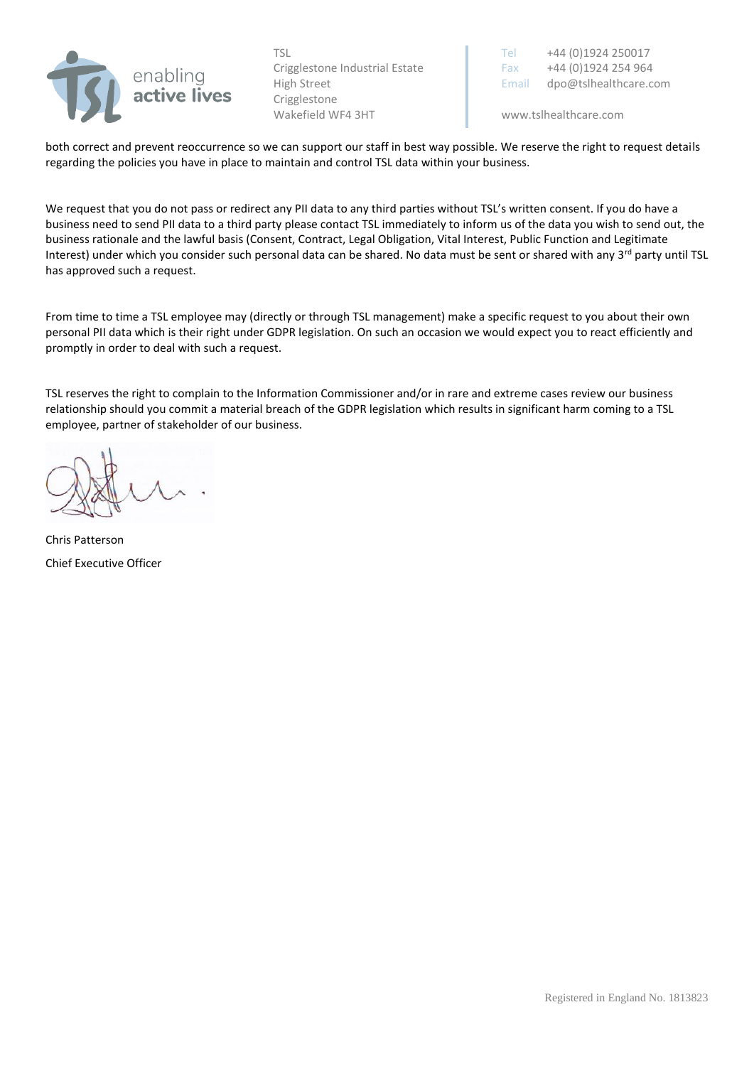both correct and prevent reoccurrence so we can support our staff in best way possible. We reserve the right to request details regarding the policies you have in place to maintain and control TSL data within your business.

We request that you do not pass or redirect any PII data to any third parties without TSL's written consent. If you do have a business need to send PII data to a third party please contact TSL immediately to inform us of the data you wish to send out, the business rationale and the lawful basis (Consent, Contract, Legal Obligation, Vital Interest, Public Function and Legitimate Interest) under which you consider such personal data can be shared. No data must be sent or shared with any 3rd party until TSL has approved such a request.

From time to time a TSL employee may (directly or through TSL management) make a specific request to you about their own personal PII data which is their right under GDPR legislation. On such an occasion we would expect you to react efficiently and promptly in order to deal with such a request.

TSL reserves the right to complain to the Information Commissioner and/or in rare and extreme cases review our business relationship should you commit a material breach of the GDPR legislation which results in significant harm coming to a TSL employee, partner of stakeholder of our business.

Chris Patterson

Chief Executive Officer